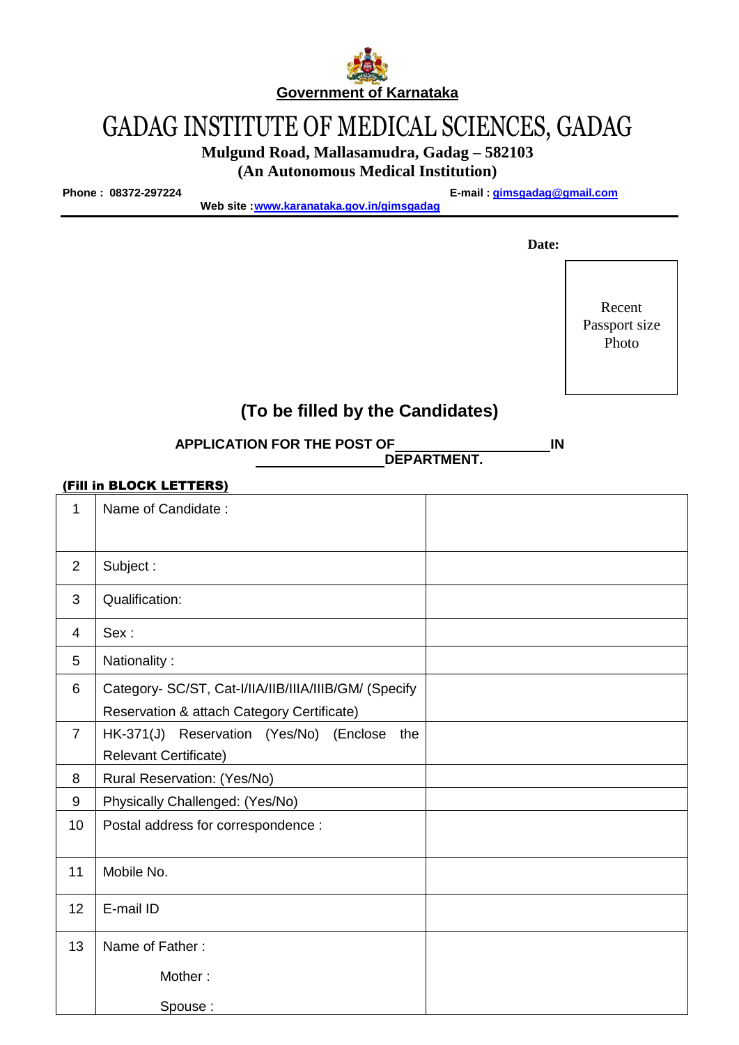**Government of Karnataka**

# GADAG INSTITUTE OF MEDICAL SCIENCES, GADAG

**Mulgund Road, Mallasamudra, Gadag – 582103**

**(An Autonomous Medical Institution)**

**Phone : 08372-297224** **E-mail : gimsgadag@gmail.com**

**Web site : www.karanataka.gov.in/gimsgadag**

---

**Date:**

Recent Passport size Photo

## (To be filled by the Candidates)

**APPLICATION FOR THE POST OF \_\_\_\_\_\_\_\_\_\_\_\_\_\_\_\_\_\_\_\_ IN \_\_\_\_\_\_\_\_\_\_\_\_\_\_\_\_ DEPARTMENT.**

**(Fill in BLOCK LETTERS)**

| | | |
|---|---|---|
| 1 | Name of Candidate : | |
| 2 | Subject : | |
| 3 | Qualification: | |
| 4 | Sex : | |
| 5 | Nationality : | |
| 6 | Category- SC/ST, Cat-I/IIA/IIB/IIIA/IIIB/GM/ (Specify Reservation & attach Category Certificate) | |
| 7 | HK-371(J) Reservation (Yes/No) (Enclose the Relevant Certificate) | |
| 8 | Rural Reservation: (Yes/No) | |
| 9 | Physically Challenged: (Yes/No) | |
| 10 | Postal address for correspondence : | |
| 11 | Mobile No. | |
| 12 | E-mail ID | |
| 13 | Name of Father :<br>Mother :<br>Spouse : | |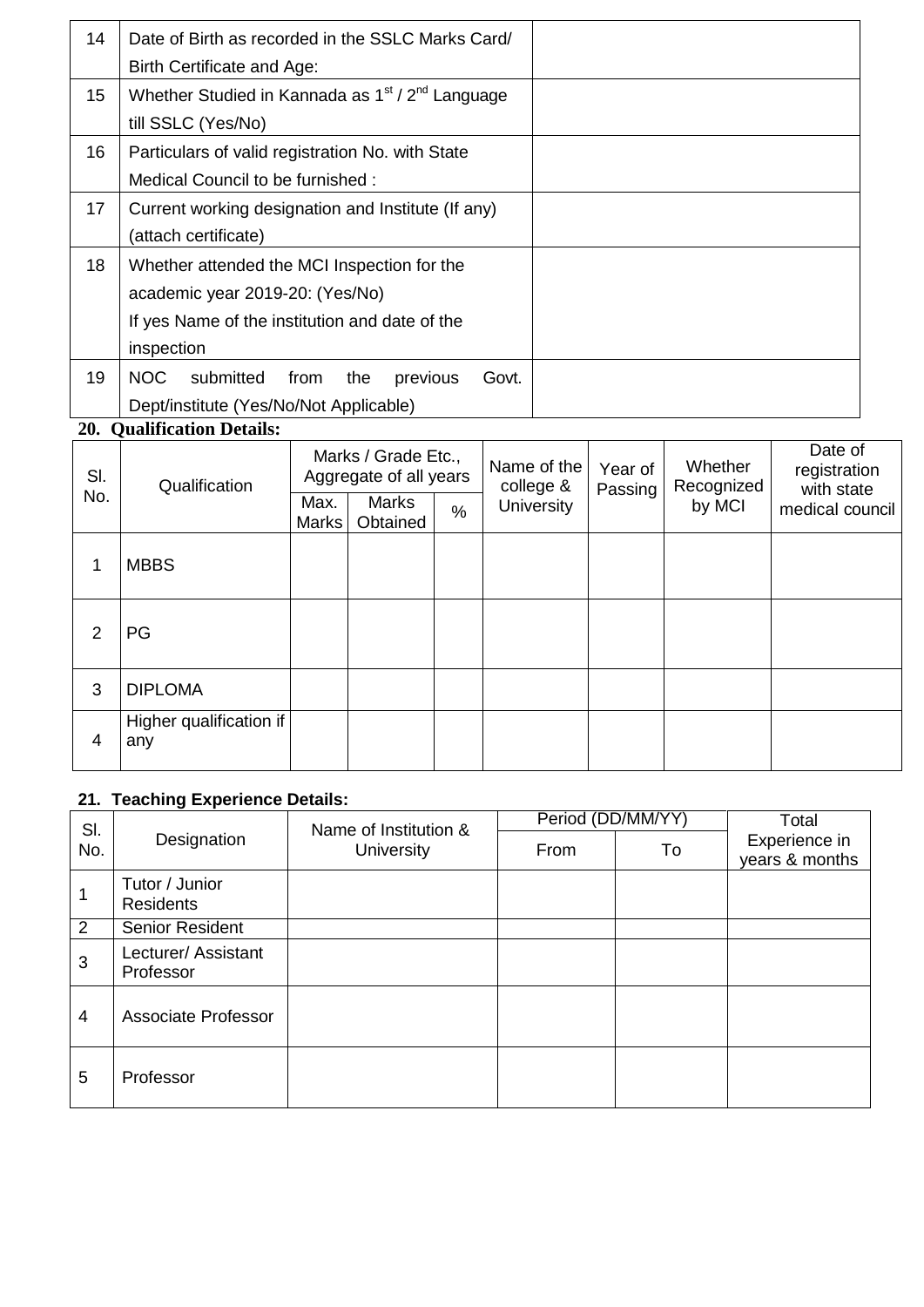| 14 | Date of Birth as recorded in the SSLC Marks Card/ Birth Certificate and Age: | |
|---|---|---|
| 15 | Whether Studied in Kannada as 1st / 2nd Language till SSLC (Yes/No) | |
| 16 | Particulars of valid registration No. with State Medical Council to be furnished : | |
| 17 | Current working designation and Institute (If any) (attach certificate) | |
| 18 | Whether attended the MCI Inspection for the academic year 2019-20: (Yes/No)<br>If yes Name of the institution and date of the inspection | |
| 19 | NOC submitted from the previous Govt. Dept/institute (Yes/No/Not Applicable) | |

**20. Qualification Details:**

| Sl. No. | Qualification | Marks / Grade Etc., Aggregate of all years | | | Name of the college & University | Year of Passing | Whether Recognized by MCI | Date of registration with state medical council |
|---|---|---|---|---|---|---|---|---|
| | | Max. Marks | Marks Obtained | % | | | | |
| 1 | MBBS | | | | | | | |
| 2 | PG | | | | | | | |
| 3 | DIPLOMA | | | | | | | |
| 4 | Higher qualification if any | | | | | | | |

**21. Teaching Experience Details:**

| Sl. No. | Designation | Name of Institution & University | Period (DD/MM/YY) | | Total Experience in years & months |
|---|---|---|---|---|---|
| | | | From | To | |
| 1 | Tutor / Junior Residents | | | | |
| 2 | Senior Resident | | | | |
| 3 | Lecturer/ Assistant Professor | | | | |
| 4 | Associate Professor | | | | |
| 5 | Professor | | | | |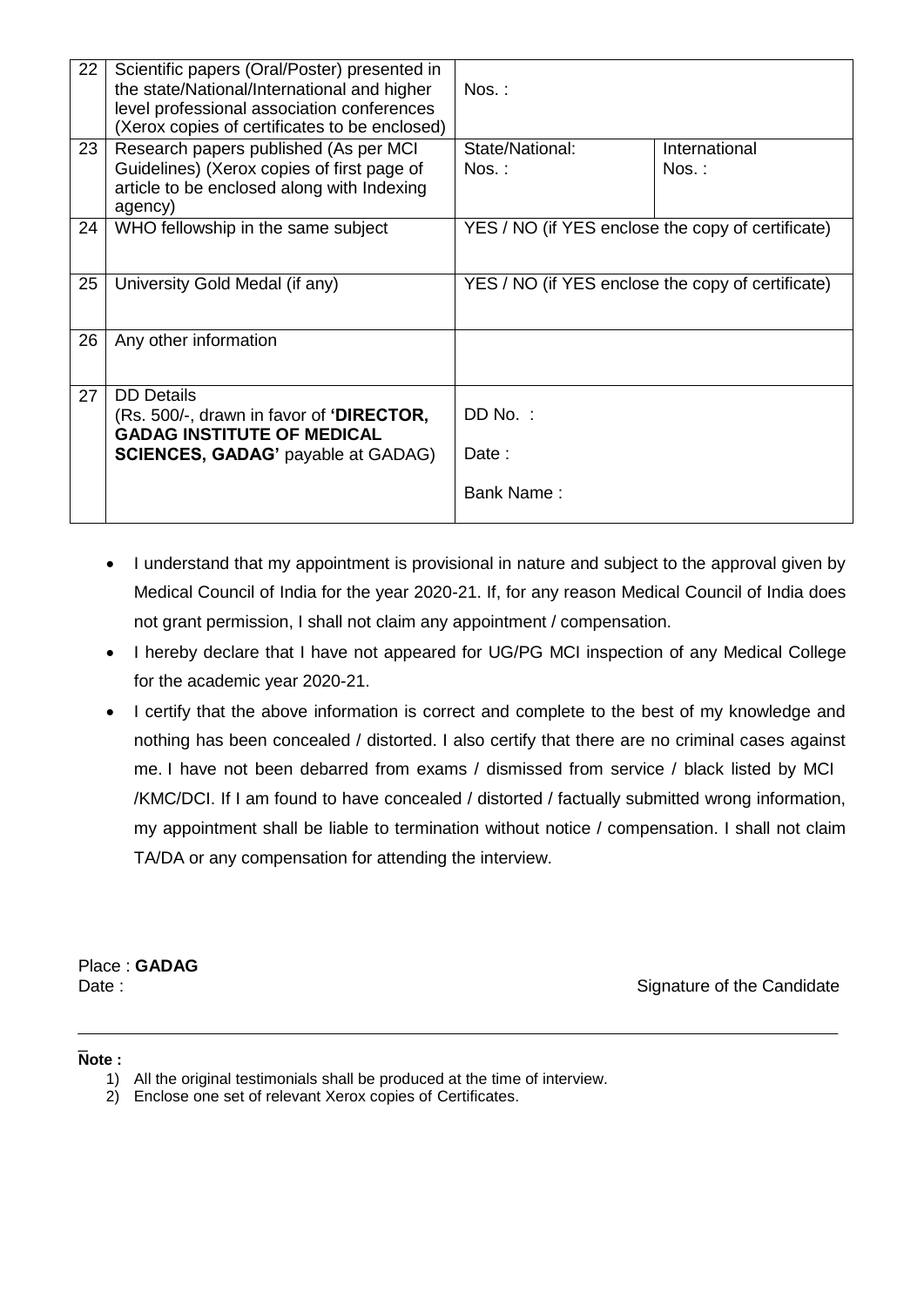| | | | |
|---|---|---|---|
| 22 | Scientific papers (Oral/Poster) presented in the state/National/International and higher level professional association conferences (Xerox copies of certificates to be enclosed) | Nos. : | |
| 23 | Research papers published (As per MCI Guidelines) (Xerox copies of first page of article to be enclosed along with Indexing agency) | State/National: Nos. : | International Nos. : |
| 24 | WHO fellowship in the same subject | YES / NO (if YES enclose the copy of certificate) | |
| 25 | University Gold Medal (if any) | YES / NO (if YES enclose the copy of certificate) | |
| 26 | Any other information | | |
| 27 | DD Details (Rs. 500/-, drawn in favor of **'DIRECTOR, GADAG INSTITUTE OF MEDICAL SCIENCES, GADAG'** payable at GADAG) | DD No. : <br> Date : <br> Bank Name : | |

- I understand that my appointment is provisional in nature and subject to the approval given by Medical Council of India for the year 2020-21. If, for any reason Medical Council of India does not grant permission, I shall not claim any appointment / compensation.
- I hereby declare that I have not appeared for UG/PG MCI inspection of any Medical College for the academic year 2020-21.
- I certify that the above information is correct and complete to the best of my knowledge and nothing has been concealed / distorted. I also certify that there are no criminal cases against me. I have not been debarred from exams / dismissed from service / black listed by MCI /KMC/DCI. If I am found to have concealed / distorted / factually submitted wrong information, my appointment shall be liable to termination without notice / compensation. I shall not claim TA/DA or any compensation for attending the interview.

Place : **GADAG**
Date :

Signature of the Candidate

**Note :**

1) All the original testimonials shall be produced at the time of interview.
2) Enclose one set of relevant Xerox copies of Certificates.